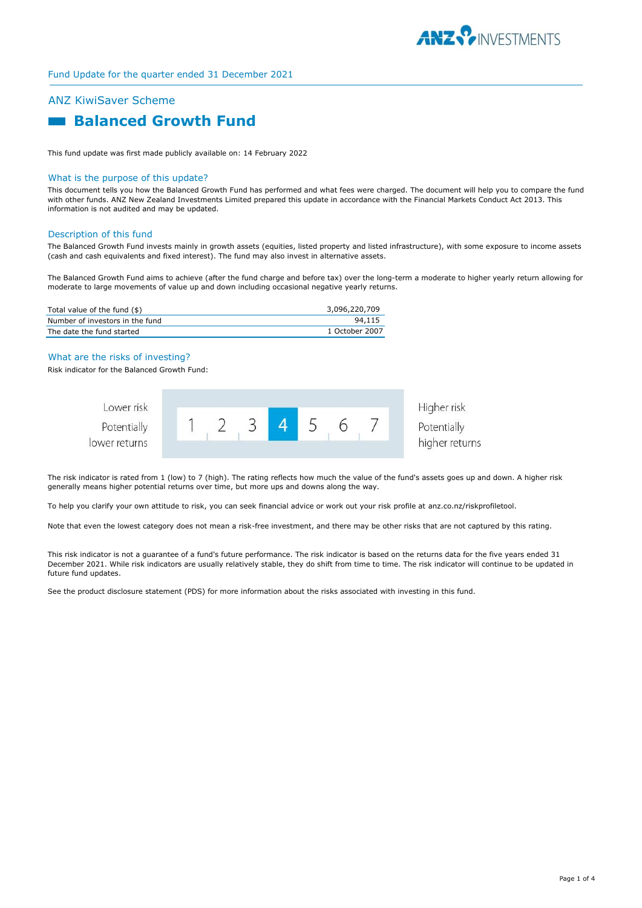Fund Update for the quarter ended 31 December 2021

## ANZ KiwiSaver Scheme

# Balanced Growth Fund

This fund update was first made publicly available on: 14 February 2022

### What is the purpose of this update?

This document tells you how the Balanced Growth Fund has performed and what fees were charged. The document will help you to compare the fund with other funds. ANZ New Zealand Investments Limited prepared this update in accordance with the Financial Markets Conduct Act 2013. This information is not audited and may be updated.

### Description of this fund

The Balanced Growth Fund invests mainly in growth assets (equities, listed property and listed infrastructure), with some exposure to income assets (cash and cash equivalents and fixed interest). The fund may also invest in alternative assets.

The Balanced Growth Fund aims to achieve (after the fund charge and before tax) over the long-term a moderate to higher yearly return allowing for moderate to large movements of value up and down including occasional negative yearly returns.

| | |
|---|---|
| Total value of the fund ($) | 3,096,220,709 |
| Number of investors in the fund | 94,115 |
| The date the fund started | 1 October 2007 |

### What are the risks of investing?

Risk indicator for the Balanced Growth Fund:

| Lower risk<br>Potentially lower returns | 1 | 2 | 3 | **4** | 5 | 6 | 7 | Higher risk<br>Potentially higher returns |
|---|---|---|---|---|---|---|---|---|

The risk indicator is rated from 1 (low) to 7 (high). The rating reflects how much the value of the fund's assets goes up and down. A higher risk generally means higher potential returns over time, but more ups and downs along the way.

To help you clarify your own attitude to risk, you can seek financial advice or work out your risk profile at anz.co.nz/riskprofiletool.

Note that even the lowest category does not mean a risk-free investment, and there may be other risks that are not captured by this rating.

This risk indicator is not a guarantee of a fund's future performance. The risk indicator is based on the returns data for the five years ended 31 December 2021. While risk indicators are usually relatively stable, they do shift from time to time. The risk indicator will continue to be updated in future fund updates.

See the product disclosure statement (PDS) for more information about the risks associated with investing in this fund.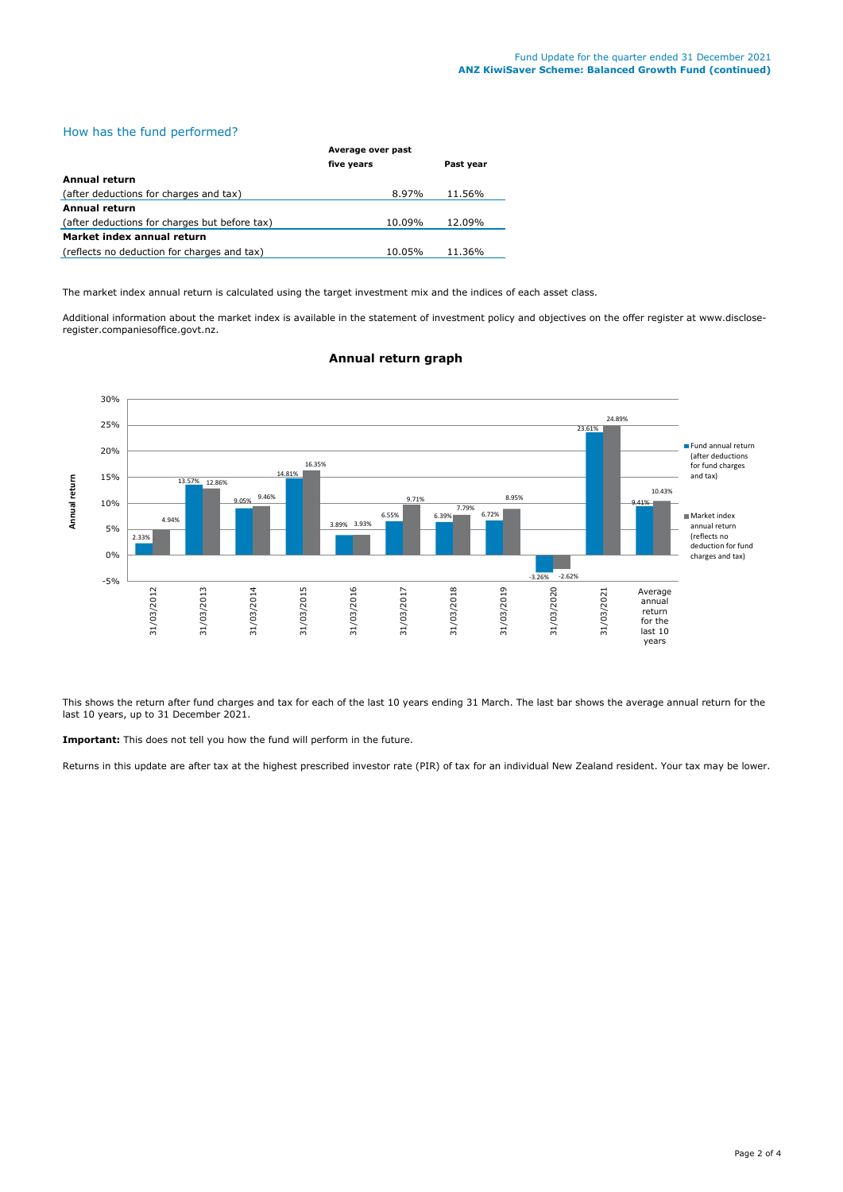## How has the fund performed?

| | Average over past five years | Past year |
|---|---|---|
| **Annual return** | | |
| (after deductions for charges and tax) | 8.97% | 11.56% |
| **Annual return** | | |
| (after deductions for charges but before tax) | 10.09% | 12.09% |
| **Market index annual return** | | |
| (reflects no deduction for charges and tax) | 10.05% | 11.36% |

The market index annual return is calculated using the target investment mix and the indices of each asset class.

Additional information about the market index is available in the statement of investment policy and objectives on the offer register at www.disclose-register.companiesoffice.govt.nz.

### Annual return graph

| | Fund annual return (after deductions for fund charges and tax) | Market index annual return (reflects no deduction for fund charges and tax) |
|---|---|---|
| 31/03/2012 | 2.33% | 4.94% |
| 31/03/2013 | 13.57% | 12.86% |
| 31/03/2014 | 9.05% | 9.46% |
| 31/03/2015 | 14.81% | 16.35% |
| 31/03/2016 | 3.89% | 3.93% |
| 31/03/2017 | 6.55% | 9.71% |
| 31/03/2018 | 6.39% | 7.79% |
| 31/03/2019 | 6.72% | 8.95% |
| 31/03/2020 | -3.26% | -2.62% |
| 31/03/2021 | 23.61% | 24.89% |
| Average annual return for the last 10 years | 9.41% | 10.43% |

This shows the return after fund charges and tax for each of the last 10 years ending 31 March. The last bar shows the average annual return for the last 10 years, up to 31 December 2021.

**Important:** This does not tell you how the fund will perform in the future.

Returns in this update are after tax at the highest prescribed investor rate (PIR) of tax for an individual New Zealand resident. Your tax may be lower.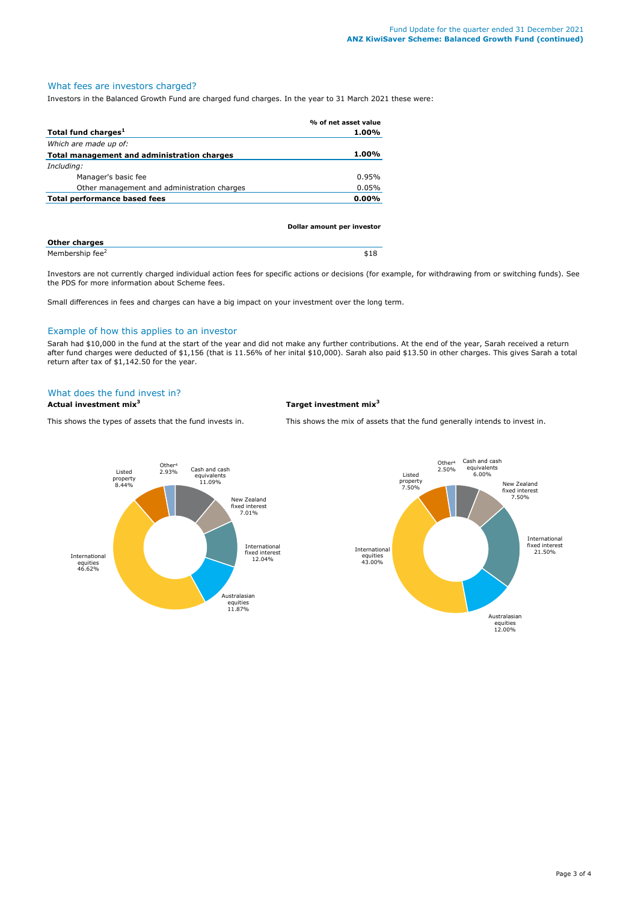## What fees are investors charged?

Investors in the Balanced Growth Fund are charged fund charges. In the year to 31 March 2021 these were:

| | % of net asset value |
|---|---|
| **Total fund charges[1]** | **1.00%** |
| *Which are made up of:* | |
| **Total management and administration charges** | **1.00%** |
| *Including:* | |
| Manager's basic fee | 0.95% |
| Other management and administration charges | 0.05% |
| **Total performance based fees** | **0.00%** |

| | Dollar amount per investor |
|---|---|
| **Other charges** | |
| Membership fee[2] | $18 |

Investors are not currently charged individual action fees for specific actions or decisions (for example, for withdrawing from or switching funds). See the PDS for more information about Scheme fees.

Small differences in fees and charges can have a big impact on your investment over the long term.

## Example of how this applies to an investor

Sarah had $10,000 in the fund at the start of the year and did not make any further contributions. At the end of the year, Sarah received a return after fund charges were deducted of $1,156 (that is 11.56% of her inital $10,000). Sarah also paid $13.50 in other charges. This gives Sarah a total return after tax of $1,142.50 for the year.

## What does the fund invest in?

### Actual investment mix[3]

This shows the types of assets that the fund invests in.

| Asset type | % |
|---|---|
| Cash and cash equivalents | 11.09% |
| New Zealand fixed interest | 7.01% |
| International fixed interest | 12.04% |
| Australasian equities | 11.87% |
| International equities | 46.62% |
| Listed property | 8.44% |
| Other[4] | 2.93% |

### Target investment mix[3]

This shows the mix of assets that the fund generally intends to invest in.

| Asset type | % |
|---|---|
| Cash and cash equivalents | 6.00% |
| New Zealand fixed interest | 7.50% |
| International fixed interest | 21.50% |
| Australasian equities | 12.00% |
| International equities | 43.00% |
| Listed property | 7.50% |
| Other[4] | 2.50% |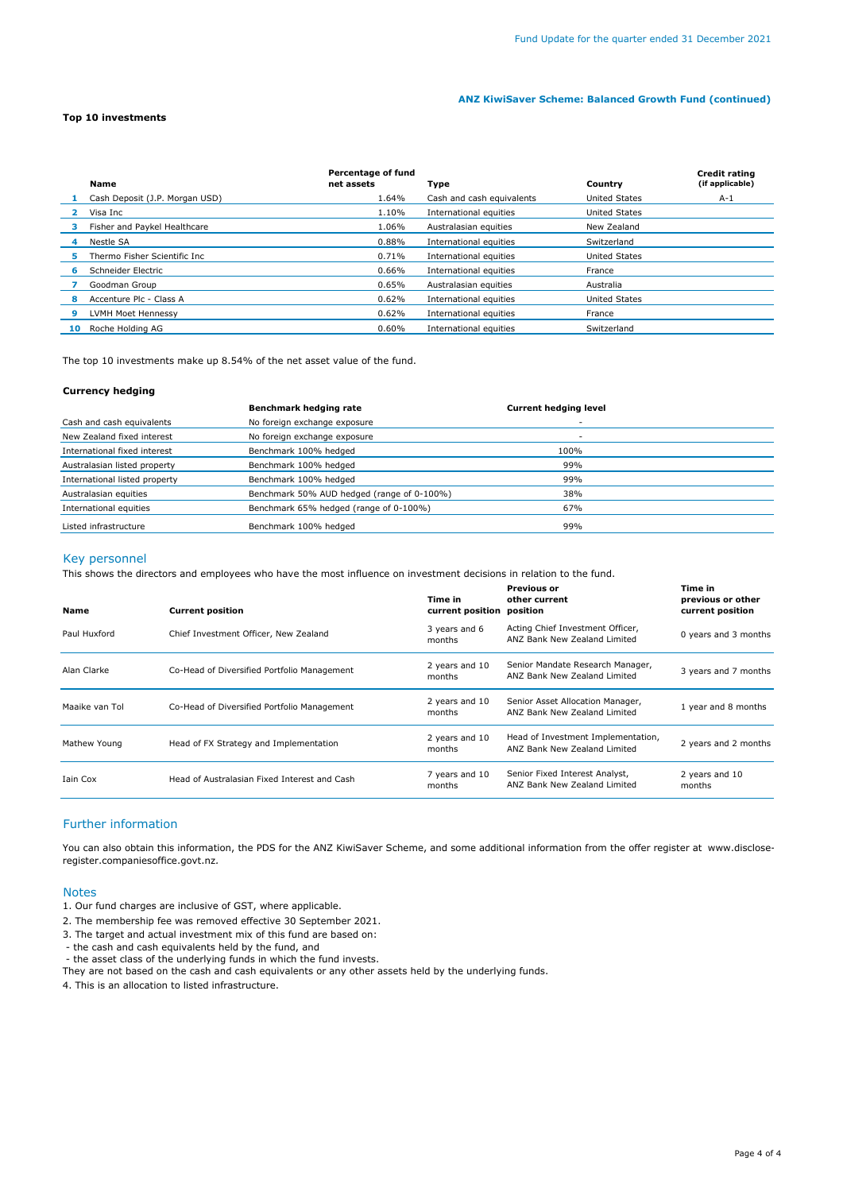**ANZ KiwiSaver Scheme: Balanced Growth Fund (continued)**

### Top 10 investments

| | Name | Percentage of fund net assets | Type | Country | Credit rating (if applicable) |
|---|---|---|---|---|---|
| 1 | Cash Deposit (J.P. Morgan USD) | 1.64% | Cash and cash equivalents | United States | A-1 |
| 2 | Visa Inc | 1.10% | International equities | United States | |
| 3 | Fisher and Paykel Healthcare | 1.06% | Australasian equities | New Zealand | |
| 4 | Nestle SA | 0.88% | International equities | Switzerland | |
| 5 | Thermo Fisher Scientific Inc | 0.71% | International equities | United States | |
| 6 | Schneider Electric | 0.66% | International equities | France | |
| 7 | Goodman Group | 0.65% | Australasian equities | Australia | |
| 8 | Accenture Plc - Class A | 0.62% | International equities | United States | |
| 9 | LVMH Moet Hennessy | 0.62% | International equities | France | |
| 10 | Roche Holding AG | 0.60% | International equities | Switzerland | |

The top 10 investments make up 8.54% of the net asset value of the fund.

### Currency hedging

| | Benchmark hedging rate | Current hedging level |
|---|---|---|
| Cash and cash equivalents | No foreign exchange exposure | - |
| New Zealand fixed interest | No foreign exchange exposure | - |
| International fixed interest | Benchmark 100% hedged | 100% |
| Australasian listed property | Benchmark 100% hedged | 99% |
| International listed property | Benchmark 100% hedged | 99% |
| Australasian equities | Benchmark 50% AUD hedged (range of 0-100%) | 38% |
| International equities | Benchmark 65% hedged (range of 0-100%) | 67% |
| Listed infrastructure | Benchmark 100% hedged | 99% |

## Key personnel

This shows the directors and employees who have the most influence on investment decisions in relation to the fund.

| Name | Current position | Time in current position | Previous or other current position | Time in previous or other current position |
|---|---|---|---|---|
| Paul Huxford | Chief Investment Officer, New Zealand | 3 years and 6 months | Acting Chief Investment Officer, ANZ Bank New Zealand Limited | 0 years and 3 months |
| Alan Clarke | Co-Head of Diversified Portfolio Management | 2 years and 10 months | Senior Mandate Research Manager, ANZ Bank New Zealand Limited | 3 years and 7 months |
| Maaike van Tol | Co-Head of Diversified Portfolio Management | 2 years and 10 months | Senior Asset Allocation Manager, ANZ Bank New Zealand Limited | 1 year and 8 months |
| Mathew Young | Head of FX Strategy and Implementation | 2 years and 10 months | Head of Investment Implementation, ANZ Bank New Zealand Limited | 2 years and 2 months |
| Iain Cox | Head of Australasian Fixed Interest and Cash | 7 years and 10 months | Senior Fixed Interest Analyst, ANZ Bank New Zealand Limited | 2 years and 10 months |

## Further information

You can also obtain this information, the PDS for the ANZ KiwiSaver Scheme, and some additional information from the offer register at www.disclose-register.companiesoffice.govt.nz.

## Notes

1. Our fund charges are inclusive of GST, where applicable.
2. The membership fee was removed effective 30 September 2021.
3. The target and actual investment mix of this fund are based on:
 - the cash and cash equivalents held by the fund, and
 - the asset class of the underlying funds in which the fund invests.

They are not based on the cash and cash equivalents or any other assets held by the underlying funds.

4. This is an allocation to listed infrastructure.